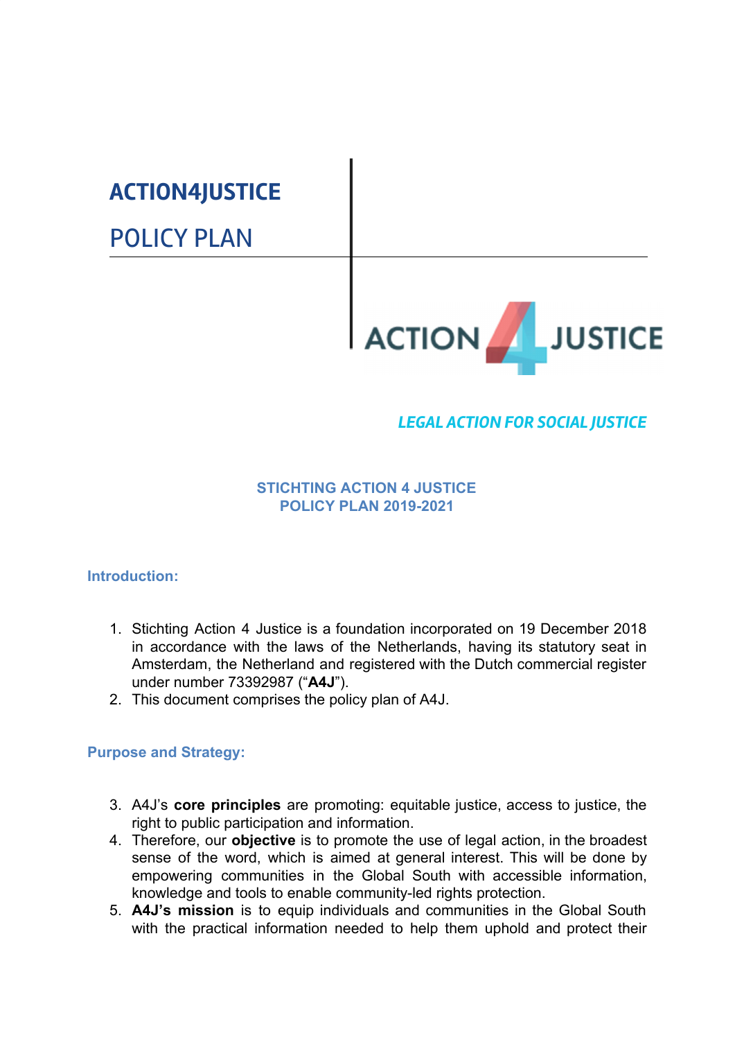# ACTION4JUSTICE

## POLICY PLAN

ACTION 4 JUSTICE

*LEGAL ACTION FOR SOCIAL JUSTICE*

**STICHTING ACTION 4 JUSTICE**
**POLICY PLAN 2019-2021**

### Introduction:

1. Stichting Action 4 Justice is a foundation incorporated on 19 December 2018 in accordance with the laws of the Netherlands, having its statutory seat in Amsterdam, the Netherland and registered with the Dutch commercial register under number 73392987 ("**A4J**").
2. This document comprises the policy plan of A4J.

### Purpose and Strategy:

3. A4J's **core principles** are promoting: equitable justice, access to justice, the right to public participation and information.
4. Therefore, our **objective** is to promote the use of legal action, in the broadest sense of the word, which is aimed at general interest. This will be done by empowering communities in the Global South with accessible information, knowledge and tools to enable community-led rights protection.
5. **A4J's mission** is to equip individuals and communities in the Global South with the practical information needed to help them uphold and protect their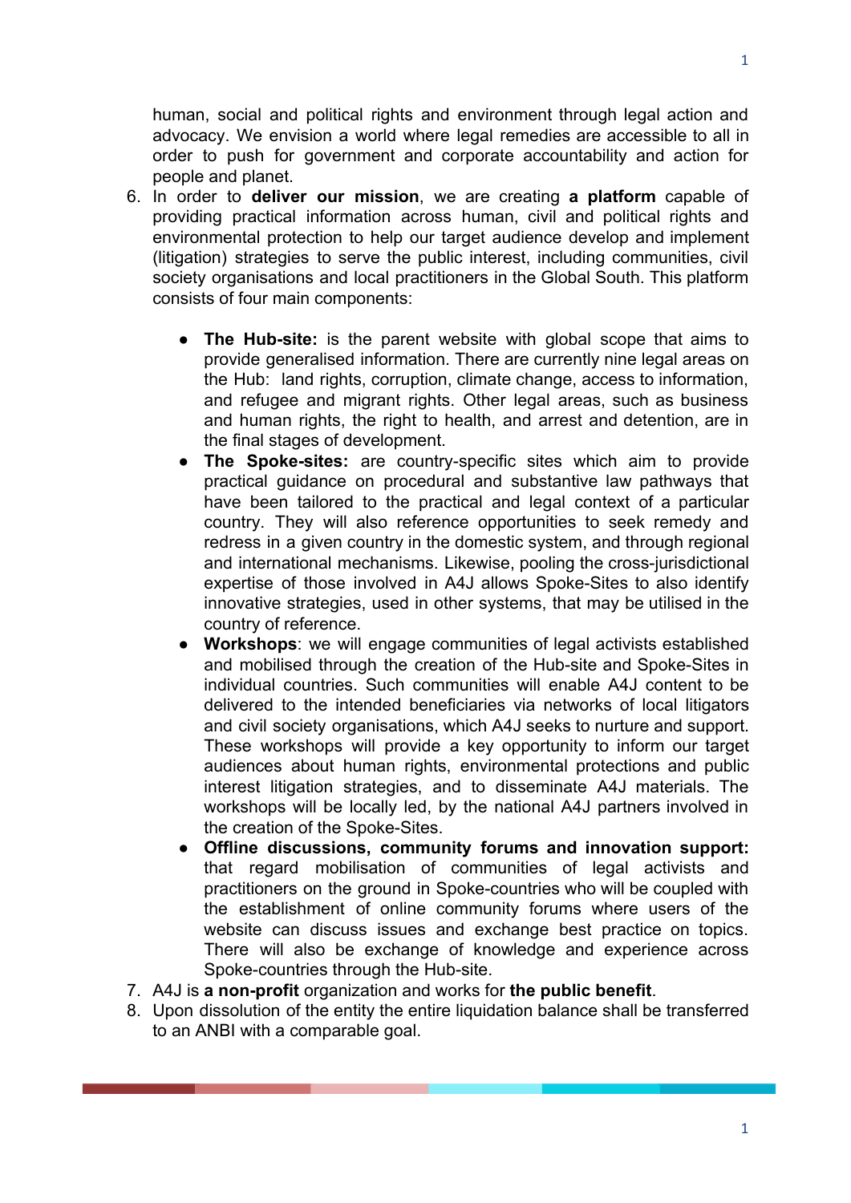human, social and political rights and environment through legal action and advocacy. We envision a world where legal remedies are accessible to all in order to push for government and corporate accountability and action for people and planet.

6. In order to **deliver our mission**, we are creating **a platform** capable of providing practical information across human, civil and political rights and environmental protection to help our target audience develop and implement (litigation) strategies to serve the public interest, including communities, civil society organisations and local practitioners in the Global South. This platform consists of four main components:

   - **The Hub-site:** is the parent website with global scope that aims to provide generalised information. There are currently nine legal areas on the Hub: land rights, corruption, climate change, access to information, and refugee and migrant rights. Other legal areas, such as business and human rights, the right to health, and arrest and detention, are in the final stages of development.
   - **The Spoke-sites:** are country-specific sites which aim to provide practical guidance on procedural and substantive law pathways that have been tailored to the practical and legal context of a particular country. They will also reference opportunities to seek remedy and redress in a given country in the domestic system, and through regional and international mechanisms. Likewise, pooling the cross-jurisdictional expertise of those involved in A4J allows Spoke-Sites to also identify innovative strategies, used in other systems, that may be utilised in the country of reference.
   - **Workshops**: we will engage communities of legal activists established and mobilised through the creation of the Hub-site and Spoke-Sites in individual countries. Such communities will enable A4J content to be delivered to the intended beneficiaries via networks of local litigators and civil society organisations, which A4J seeks to nurture and support. These workshops will provide a key opportunity to inform our target audiences about human rights, environmental protections and public interest litigation strategies, and to disseminate A4J materials. The workshops will be locally led, by the national A4J partners involved in the creation of the Spoke-Sites.
   - **Offline discussions, community forums and innovation support:** that regard mobilisation of communities of legal activists and practitioners on the ground in Spoke-countries who will be coupled with the establishment of online community forums where users of the website can discuss issues and exchange best practice on topics. There will also be exchange of knowledge and experience across Spoke-countries through the Hub-site.

7. A4J is **a non-profit** organization and works for **the public benefit**.
8. Upon dissolution of the entity the entire liquidation balance shall be transferred to an ANBI with a comparable goal.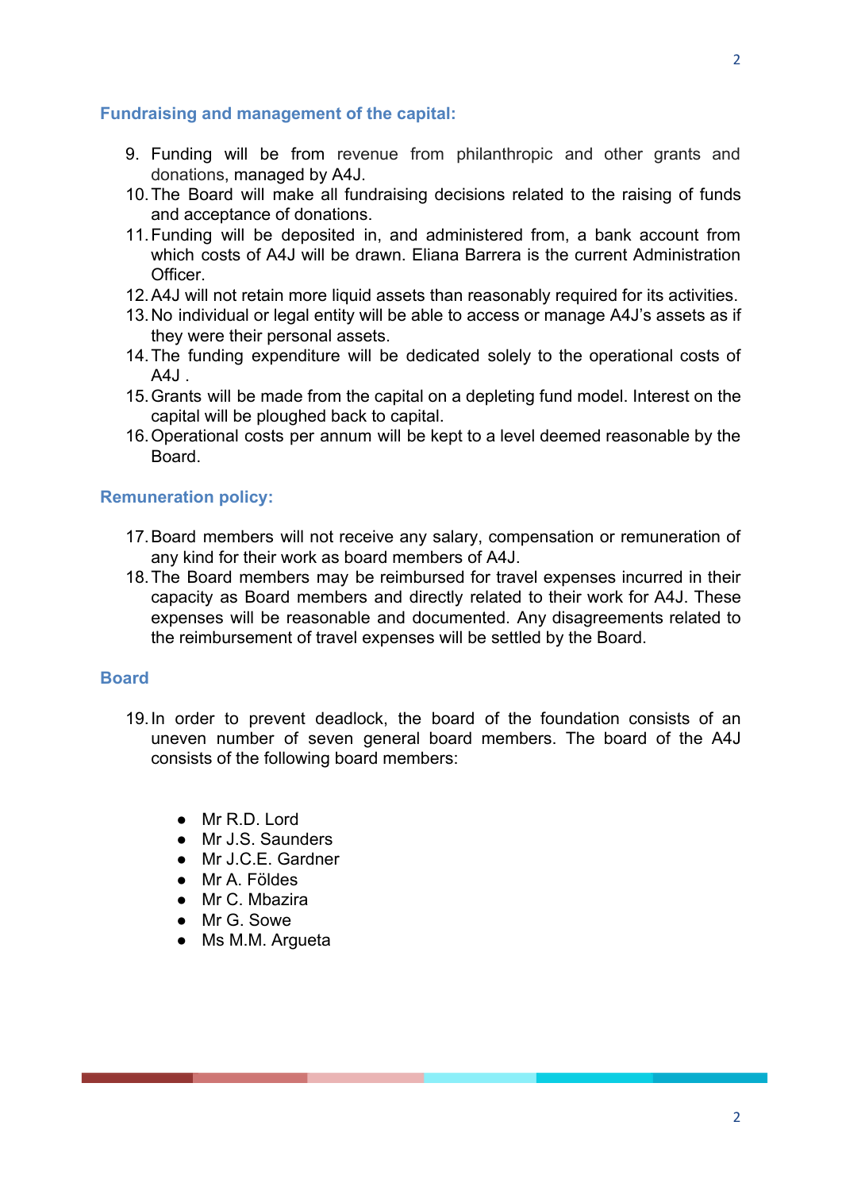## Fundraising and management of the capital:

9. Funding will be from revenue from philanthropic and other grants and donations, managed by A4J.
10. The Board will make all fundraising decisions related to the raising of funds and acceptance of donations.
11. Funding will be deposited in, and administered from, a bank account from which costs of A4J will be drawn. Eliana Barrera is the current Administration Officer.
12. A4J will not retain more liquid assets than reasonably required for its activities.
13. No individual or legal entity will be able to access or manage A4J's assets as if they were their personal assets.
14. The funding expenditure will be dedicated solely to the operational costs of A4J .
15. Grants will be made from the capital on a depleting fund model. Interest on the capital will be ploughed back to capital.
16. Operational costs per annum will be kept to a level deemed reasonable by the Board.

## Remuneration policy:

17. Board members will not receive any salary, compensation or remuneration of any kind for their work as board members of A4J.
18. The Board members may be reimbursed for travel expenses incurred in their capacity as Board members and directly related to their work for A4J. These expenses will be reasonable and documented. Any disagreements related to the reimbursement of travel expenses will be settled by the Board.

## Board

19. In order to prevent deadlock, the board of the foundation consists of an uneven number of seven general board members. The board of the A4J consists of the following board members:

    - Mr R.D. Lord
    - Mr J.S. Saunders
    - Mr J.C.E. Gardner
    - Mr A. Földes
    - Mr C. Mbazira
    - Mr G. Sowe
    - Ms M.M. Argueta